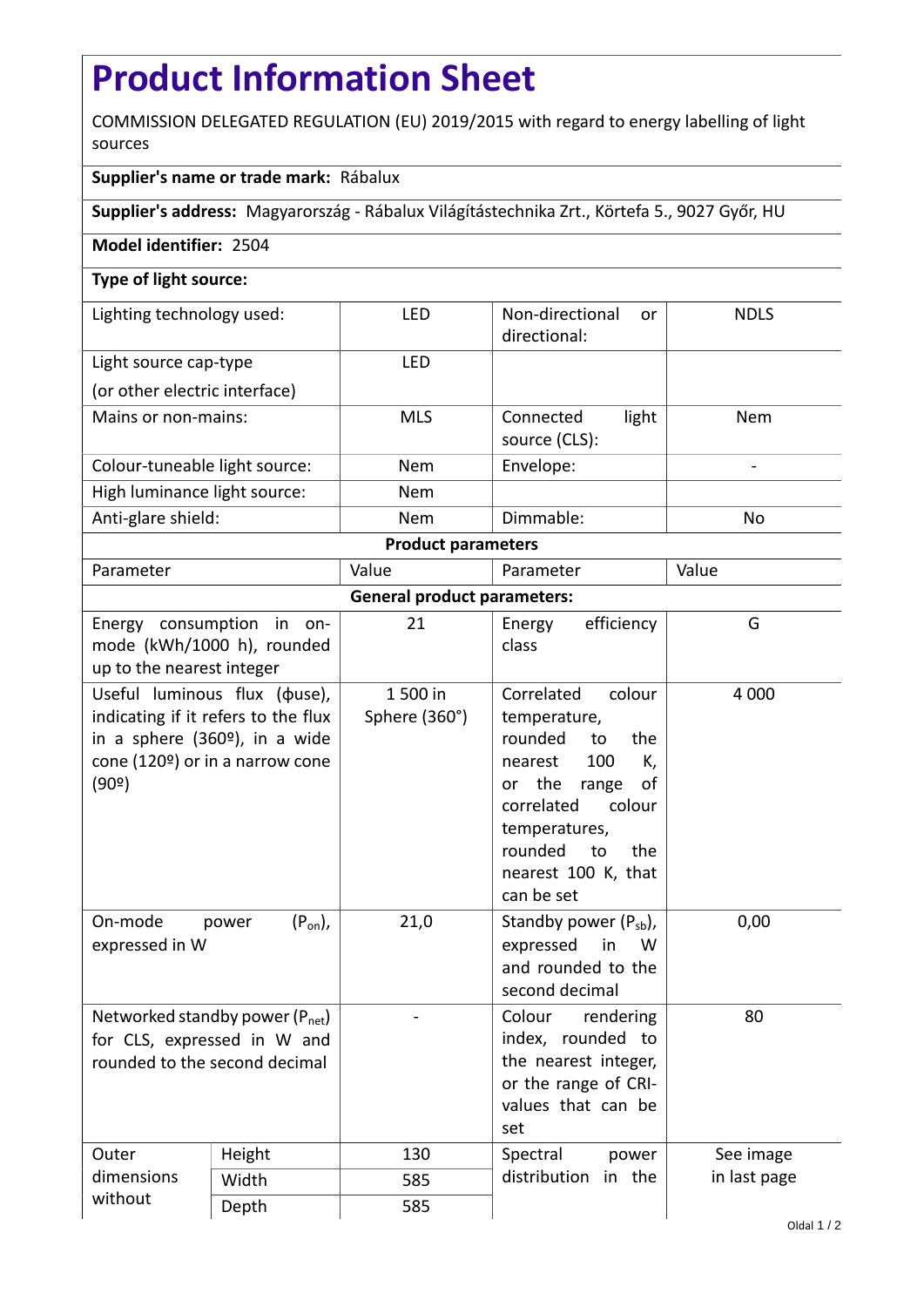# Product Information Sheet

COMMISSION DELEGATED REGULATION (EU) 2019/2015 with regard to energy labelling of light sources

**Supplier's name or trade mark:** Rábalux

**Supplier's address:** Magyarország - Rábalux Világítástechnika Zrt., Körtefa 5., 9027 Győr, HU

**Model identifier:** 2504

**Type of light source:**

| | | | |
|---|---|---|---|
| Lighting technology used: | LED | Non-directional or directional: | NDLS |
| Light source cap-type (or other electric interface) | LED | | |
| Mains or non-mains: | MLS | Connected light source (CLS): | Nem |
| Colour-tuneable light source: | Nem | Envelope: | - |
| High luminance light source: | Nem | | |
| Anti-glare shield: | Nem | Dimmable: | No |

**Product parameters**

| Parameter | | Value | Parameter | Value |
|---|---|---|---|---|
| **General product parameters:** | | | | |
| Energy consumption in on-mode (kWh/1000 h), rounded up to the nearest integer | | 21 | Energy efficiency class | G |
| Useful luminous flux (ϕuse), indicating if it refers to the flux in a sphere (360º), in a wide cone (120º) or in a narrow cone (90º) | | 1 500 in Sphere (360°) | Correlated colour temperature, rounded to the nearest 100 K, or the range of correlated colour temperatures, rounded to the nearest 100 K, that can be set | 4 000 |
| On-mode power ($P_{on}$), expressed in W | | 21,0 | Standby power ($P_{sb}$), expressed in W and rounded to the second decimal | 0,00 |
| Networked standby power ($P_{net}$) for CLS, expressed in W and rounded to the second decimal | | - | Colour rendering index, rounded to the nearest integer, or the range of CRI-values that can be set | 80 |
| Outer dimensions without | Height | 130 | Spectral power distribution in the | See image in last page |
| | Width | 585 | | |
| | Depth | 585 | | |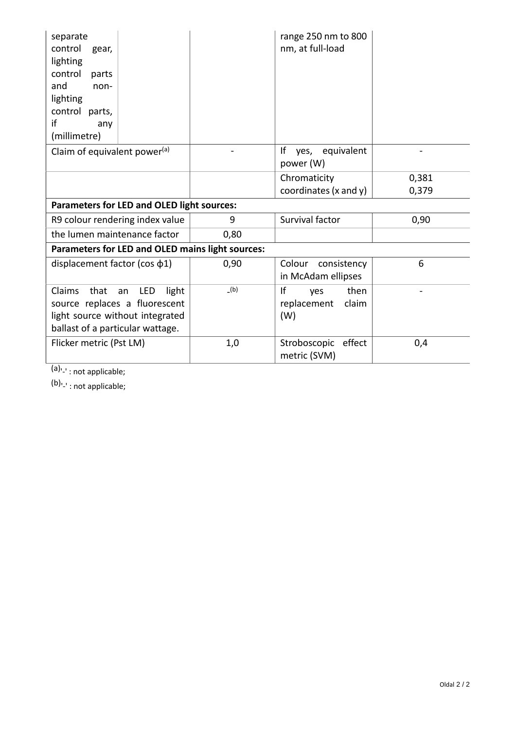| | | | |
|---|---|---|---|
| separate control gear, lighting control parts and non-lighting control parts, if any (millimetre) | | range 250 nm to 800 nm, at full-load | |
| Claim of equivalent power[(a)] | - | If yes, equivalent power (W) | - |
| | | Chromaticity coordinates (x and y) | 0,381<br>0,379 |
| **Parameters for LED and OLED light sources:** | | | |
| R9 colour rendering index value | 9 | Survival factor | 0,90 |
| the lumen maintenance factor | 0,80 | | |
| **Parameters for LED and OLED mains light sources:** | | | |
| displacement factor (cos ϕ1) | 0,90 | Colour consistency in McAdam ellipses | 6 |
| Claims that an LED light source replaces a fluorescent light source without integrated ballast of a particular wattage. | -[(b)] | If yes then replacement claim (W) | - |
| Flicker metric (Pst LM) | 1,0 | Stroboscopic effect metric (SVM) | 0,4 |

(a)'-' : not applicable;

(b)'-' : not applicable;